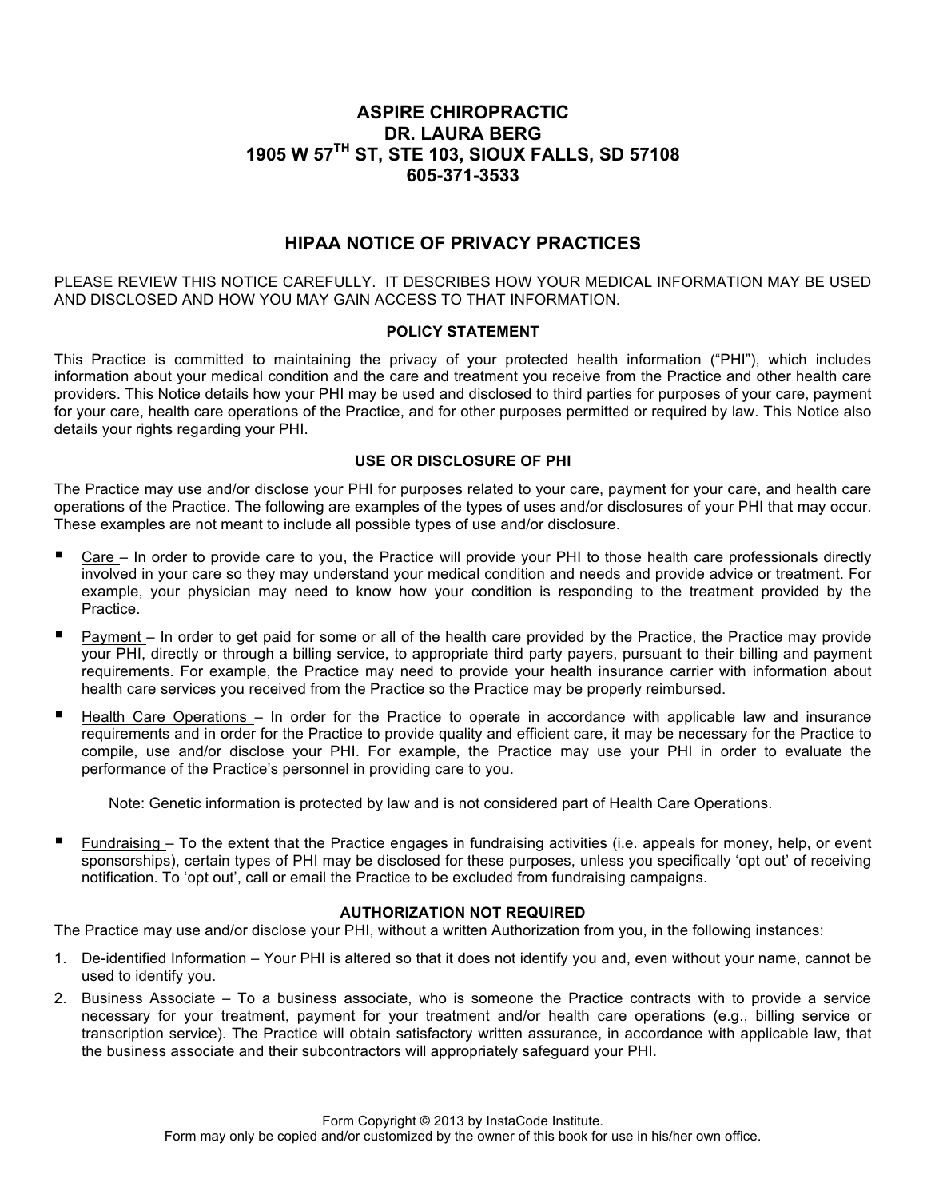# ASPIRE CHIROPRACTIC
# DR. LAURA BERG
# 1905 W 57TH ST, STE 103, SIOUX FALLS, SD 57108
# 605-371-3533

## HIPAA NOTICE OF PRIVACY PRACTICES

PLEASE REVIEW THIS NOTICE CAREFULLY. IT DESCRIBES HOW YOUR MEDICAL INFORMATION MAY BE USED AND DISCLOSED AND HOW YOU MAY GAIN ACCESS TO THAT INFORMATION.

### POLICY STATEMENT

This Practice is committed to maintaining the privacy of your protected health information ("PHI"), which includes information about your medical condition and the care and treatment you receive from the Practice and other health care providers. This Notice details how your PHI may be used and disclosed to third parties for purposes of your care, payment for your care, health care operations of the Practice, and for other purposes permitted or required by law. This Notice also details your rights regarding your PHI.

### USE OR DISCLOSURE OF PHI

The Practice may use and/or disclose your PHI for purposes related to your care, payment for your care, and health care operations of the Practice. The following are examples of the types of uses and/or disclosures of your PHI that may occur. These examples are not meant to include all possible types of use and/or disclosure.

- Care – In order to provide care to you, the Practice will provide your PHI to those health care professionals directly involved in your care so they may understand your medical condition and needs and provide advice or treatment. For example, your physician may need to know how your condition is responding to the treatment provided by the Practice.
- Payment – In order to get paid for some or all of the health care provided by the Practice, the Practice may provide your PHI, directly or through a billing service, to appropriate third party payers, pursuant to their billing and payment requirements. For example, the Practice may need to provide your health insurance carrier with information about health care services you received from the Practice so the Practice may be properly reimbursed.
- Health Care Operations – In order for the Practice to operate in accordance with applicable law and insurance requirements and in order for the Practice to provide quality and efficient care, it may be necessary for the Practice to compile, use and/or disclose your PHI. For example, the Practice may use your PHI in order to evaluate the performance of the Practice's personnel in providing care to you.

  Note: Genetic information is protected by law and is not considered part of Health Care Operations.

- Fundraising – To the extent that the Practice engages in fundraising activities (i.e. appeals for money, help, or event sponsorships), certain types of PHI may be disclosed for these purposes, unless you specifically 'opt out' of receiving notification. To 'opt out', call or email the Practice to be excluded from fundraising campaigns.

### AUTHORIZATION NOT REQUIRED

The Practice may use and/or disclose your PHI, without a written Authorization from you, in the following instances:

1. De-identified Information – Your PHI is altered so that it does not identify you and, even without your name, cannot be used to identify you.
2. Business Associate – To a business associate, who is someone the Practice contracts with to provide a service necessary for your treatment, payment for your treatment and/or health care operations (e.g., billing service or transcription service). The Practice will obtain satisfactory written assurance, in accordance with applicable law, that the business associate and their subcontractors will appropriately safeguard your PHI.

Form Copyright © 2013 by InstaCode Institute.
Form may only be copied and/or customized by the owner of this book for use in his/her own office.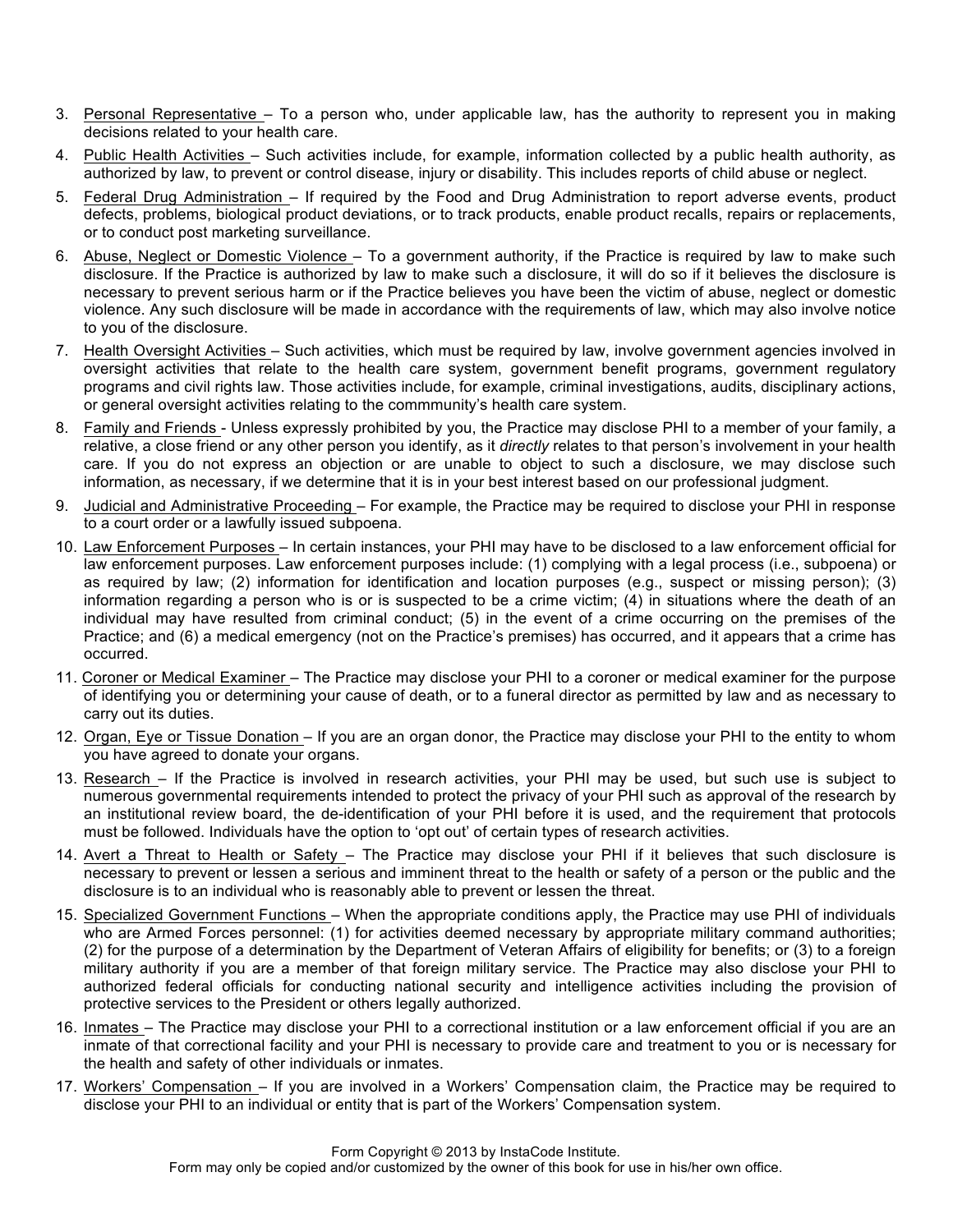3. Personal Representative – To a person who, under applicable law, has the authority to represent you in making decisions related to your health care.
4. Public Health Activities – Such activities include, for example, information collected by a public health authority, as authorized by law, to prevent or control disease, injury or disability. This includes reports of child abuse or neglect.
5. Federal Drug Administration – If required by the Food and Drug Administration to report adverse events, product defects, problems, biological product deviations, or to track products, enable product recalls, repairs or replacements, or to conduct post marketing surveillance.
6. Abuse, Neglect or Domestic Violence – To a government authority, if the Practice is required by law to make such disclosure. If the Practice is authorized by law to make such a disclosure, it will do so if it believes the disclosure is necessary to prevent serious harm or if the Practice believes you have been the victim of abuse, neglect or domestic violence. Any such disclosure will be made in accordance with the requirements of law, which may also involve notice to you of the disclosure.
7. Health Oversight Activities – Such activities, which must be required by law, involve government agencies involved in oversight activities that relate to the health care system, government benefit programs, government regulatory programs and civil rights law. Those activities include, for example, criminal investigations, audits, disciplinary actions, or general oversight activities relating to the commmunity's health care system.
8. Family and Friends - Unless expressly prohibited by you, the Practice may disclose PHI to a member of your family, a relative, a close friend or any other person you identify, as it *directly* relates to that person's involvement in your health care. If you do not express an objection or are unable to object to such a disclosure, we may disclose such information, as necessary, if we determine that it is in your best interest based on our professional judgment.
9. Judicial and Administrative Proceeding – For example, the Practice may be required to disclose your PHI in response to a court order or a lawfully issued subpoena.
10. Law Enforcement Purposes – In certain instances, your PHI may have to be disclosed to a law enforcement official for law enforcement purposes. Law enforcement purposes include: (1) complying with a legal process (i.e., subpoena) or as required by law; (2) information for identification and location purposes (e.g., suspect or missing person); (3) information regarding a person who is or is suspected to be a crime victim; (4) in situations where the death of an individual may have resulted from criminal conduct; (5) in the event of a crime occurring on the premises of the Practice; and (6) a medical emergency (not on the Practice's premises) has occurred, and it appears that a crime has occurred.
11. Coroner or Medical Examiner – The Practice may disclose your PHI to a coroner or medical examiner for the purpose of identifying you or determining your cause of death, or to a funeral director as permitted by law and as necessary to carry out its duties.
12. Organ, Eye or Tissue Donation – If you are an organ donor, the Practice may disclose your PHI to the entity to whom you have agreed to donate your organs.
13. Research – If the Practice is involved in research activities, your PHI may be used, but such use is subject to numerous governmental requirements intended to protect the privacy of your PHI such as approval of the research by an institutional review board, the de-identification of your PHI before it is used, and the requirement that protocols must be followed. Individuals have the option to 'opt out' of certain types of research activities.
14. Avert a Threat to Health or Safety – The Practice may disclose your PHI if it believes that such disclosure is necessary to prevent or lessen a serious and imminent threat to the health or safety of a person or the public and the disclosure is to an individual who is reasonably able to prevent or lessen the threat.
15. Specialized Government Functions – When the appropriate conditions apply, the Practice may use PHI of individuals who are Armed Forces personnel: (1) for activities deemed necessary by appropriate military command authorities; (2) for the purpose of a determination by the Department of Veteran Affairs of eligibility for benefits; or (3) to a foreign military authority if you are a member of that foreign military service. The Practice may also disclose your PHI to authorized federal officials for conducting national security and intelligence activities including the provision of protective services to the President or others legally authorized.
16. Inmates – The Practice may disclose your PHI to a correctional institution or a law enforcement official if you are an inmate of that correctional facility and your PHI is necessary to provide care and treatment to you or is necessary for the health and safety of other individuals or inmates.
17. Workers' Compensation – If you are involved in a Workers' Compensation claim, the Practice may be required to disclose your PHI to an individual or entity that is part of the Workers' Compensation system.

Form Copyright © 2013 by InstaCode Institute.
Form may only be copied and/or customized by the owner of this book for use in his/her own office.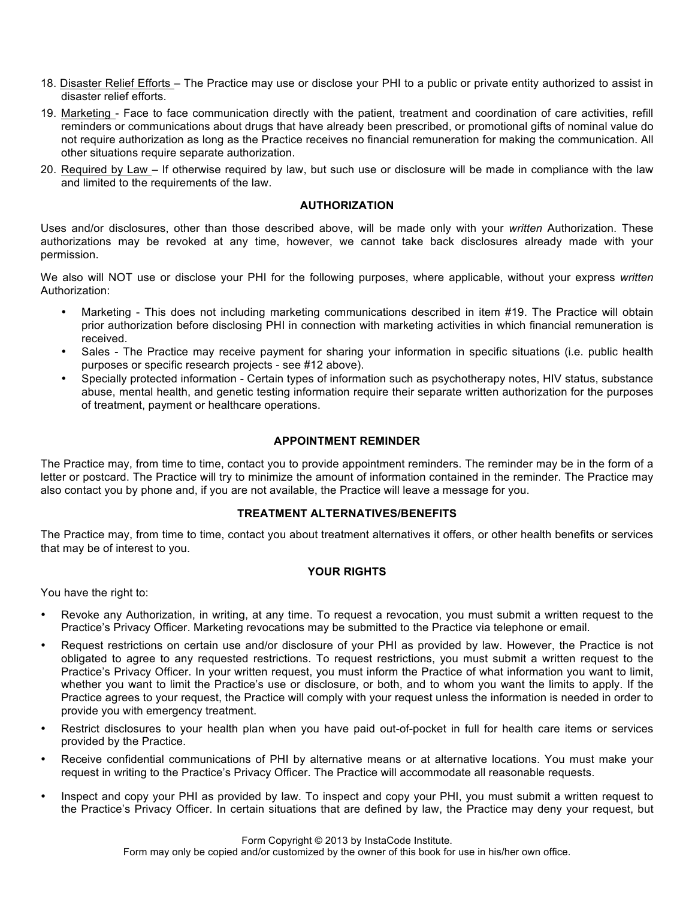18. <u>Disaster Relief Efforts</u> – The Practice may use or disclose your PHI to a public or private entity authorized to assist in disaster relief efforts.
19. <u>Marketing</u> - Face to face communication directly with the patient, treatment and coordination of care activities, refill reminders or communications about drugs that have already been prescribed, or promotional gifts of nominal value do not require authorization as long as the Practice receives no financial remuneration for making the communication. All other situations require separate authorization.
20. <u>Required by Law</u> – If otherwise required by law, but such use or disclosure will be made in compliance with the law and limited to the requirements of the law.

### AUTHORIZATION

Uses and/or disclosures, other than those described above, will be made only with your *written* Authorization. These authorizations may be revoked at any time, however, we cannot take back disclosures already made with your permission.

We also will NOT use or disclose your PHI for the following purposes, where applicable, without your express *written* Authorization:

- Marketing - This does not including marketing communications described in item #19. The Practice will obtain prior authorization before disclosing PHI in connection with marketing activities in which financial remuneration is received.
- Sales - The Practice may receive payment for sharing your information in specific situations (i.e. public health purposes or specific research projects - see #12 above).
- Specially protected information - Certain types of information such as psychotherapy notes, HIV status, substance abuse, mental health, and genetic testing information require their separate written authorization for the purposes of treatment, payment or healthcare operations.

### APPOINTMENT REMINDER

The Practice may, from time to time, contact you to provide appointment reminders. The reminder may be in the form of a letter or postcard. The Practice will try to minimize the amount of information contained in the reminder. The Practice may also contact you by phone and, if you are not available, the Practice will leave a message for you.

### TREATMENT ALTERNATIVES/BENEFITS

The Practice may, from time to time, contact you about treatment alternatives it offers, or other health benefits or services that may be of interest to you.

### YOUR RIGHTS

You have the right to:

- Revoke any Authorization, in writing, at any time. To request a revocation, you must submit a written request to the Practice's Privacy Officer. Marketing revocations may be submitted to the Practice via telephone or email.
- Request restrictions on certain use and/or disclosure of your PHI as provided by law. However, the Practice is not obligated to agree to any requested restrictions. To request restrictions, you must submit a written request to the Practice's Privacy Officer. In your written request, you must inform the Practice of what information you want to limit, whether you want to limit the Practice's use or disclosure, or both, and to whom you want the limits to apply. If the Practice agrees to your request, the Practice will comply with your request unless the information is needed in order to provide you with emergency treatment.
- Restrict disclosures to your health plan when you have paid out-of-pocket in full for health care items or services provided by the Practice.
- Receive confidential communications of PHI by alternative means or at alternative locations. You must make your request in writing to the Practice's Privacy Officer. The Practice will accommodate all reasonable requests.
- Inspect and copy your PHI as provided by law. To inspect and copy your PHI, you must submit a written request to the Practice's Privacy Officer. In certain situations that are defined by law, the Practice may deny your request, but

Form Copyright © 2013 by InstaCode Institute.
Form may only be copied and/or customized by the owner of this book for use in his/her own office.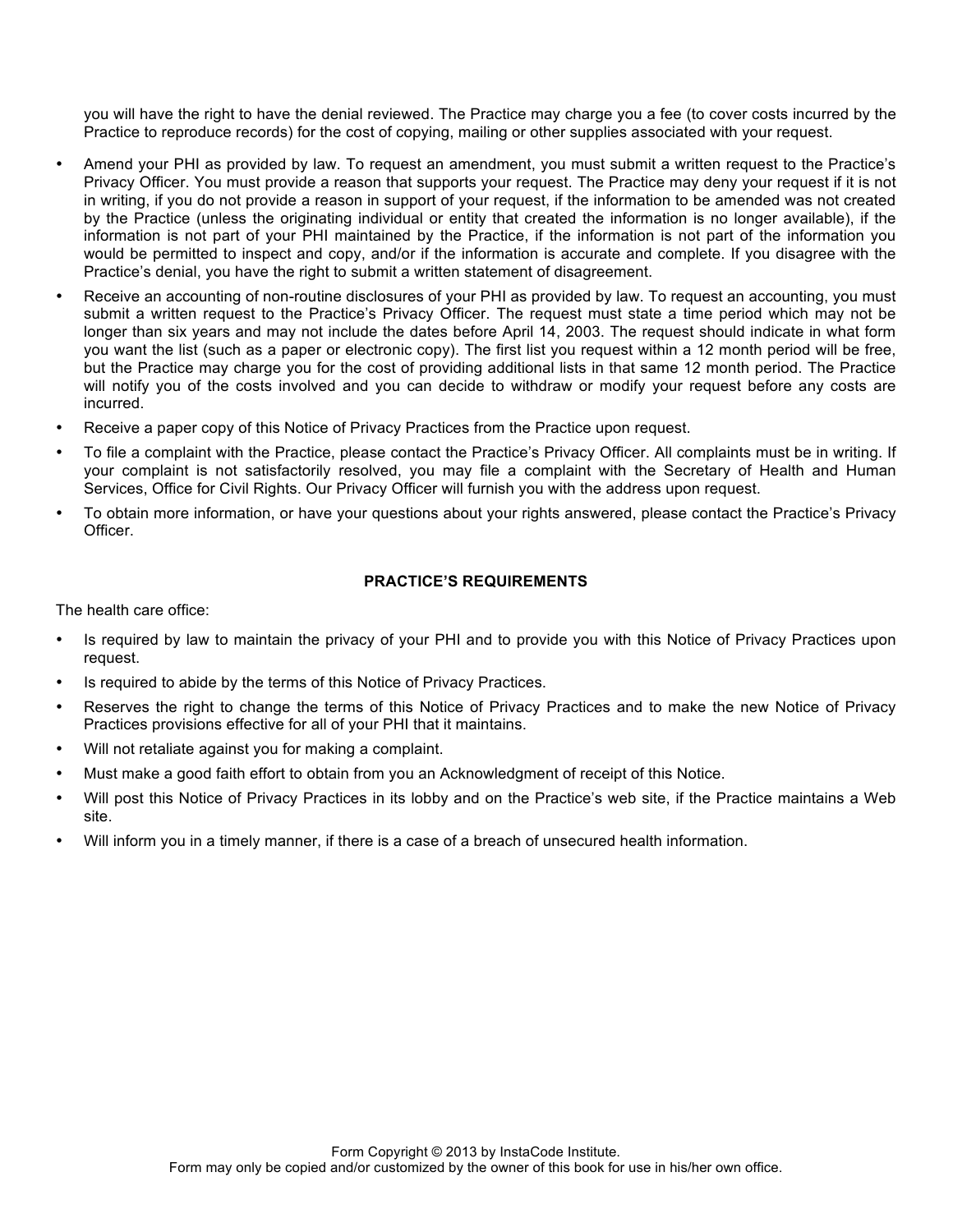you will have the right to have the denial reviewed. The Practice may charge you a fee (to cover costs incurred by the Practice to reproduce records) for the cost of copying, mailing or other supplies associated with your request.

- Amend your PHI as provided by law. To request an amendment, you must submit a written request to the Practice's Privacy Officer. You must provide a reason that supports your request. The Practice may deny your request if it is not in writing, if you do not provide a reason in support of your request, if the information to be amended was not created by the Practice (unless the originating individual or entity that created the information is no longer available), if the information is not part of your PHI maintained by the Practice, if the information is not part of the information you would be permitted to inspect and copy, and/or if the information is accurate and complete. If you disagree with the Practice's denial, you have the right to submit a written statement of disagreement.
- Receive an accounting of non-routine disclosures of your PHI as provided by law. To request an accounting, you must submit a written request to the Practice's Privacy Officer. The request must state a time period which may not be longer than six years and may not include the dates before April 14, 2003. The request should indicate in what form you want the list (such as a paper or electronic copy). The first list you request within a 12 month period will be free, but the Practice may charge you for the cost of providing additional lists in that same 12 month period. The Practice will notify you of the costs involved and you can decide to withdraw or modify your request before any costs are incurred.
- Receive a paper copy of this Notice of Privacy Practices from the Practice upon request.
- To file a complaint with the Practice, please contact the Practice's Privacy Officer. All complaints must be in writing. If your complaint is not satisfactorily resolved, you may file a complaint with the Secretary of Health and Human Services, Office for Civil Rights. Our Privacy Officer will furnish you with the address upon request.
- To obtain more information, or have your questions about your rights answered, please contact the Practice's Privacy Officer.

## PRACTICE'S REQUIREMENTS

The health care office:

- Is required by law to maintain the privacy of your PHI and to provide you with this Notice of Privacy Practices upon request.
- Is required to abide by the terms of this Notice of Privacy Practices.
- Reserves the right to change the terms of this Notice of Privacy Practices and to make the new Notice of Privacy Practices provisions effective for all of your PHI that it maintains.
- Will not retaliate against you for making a complaint.
- Must make a good faith effort to obtain from you an Acknowledgment of receipt of this Notice.
- Will post this Notice of Privacy Practices in its lobby and on the Practice's web site, if the Practice maintains a Web site.
- Will inform you in a timely manner, if there is a case of a breach of unsecured health information.

Form Copyright © 2013 by InstaCode Institute.
Form may only be copied and/or customized by the owner of this book for use in his/her own office.